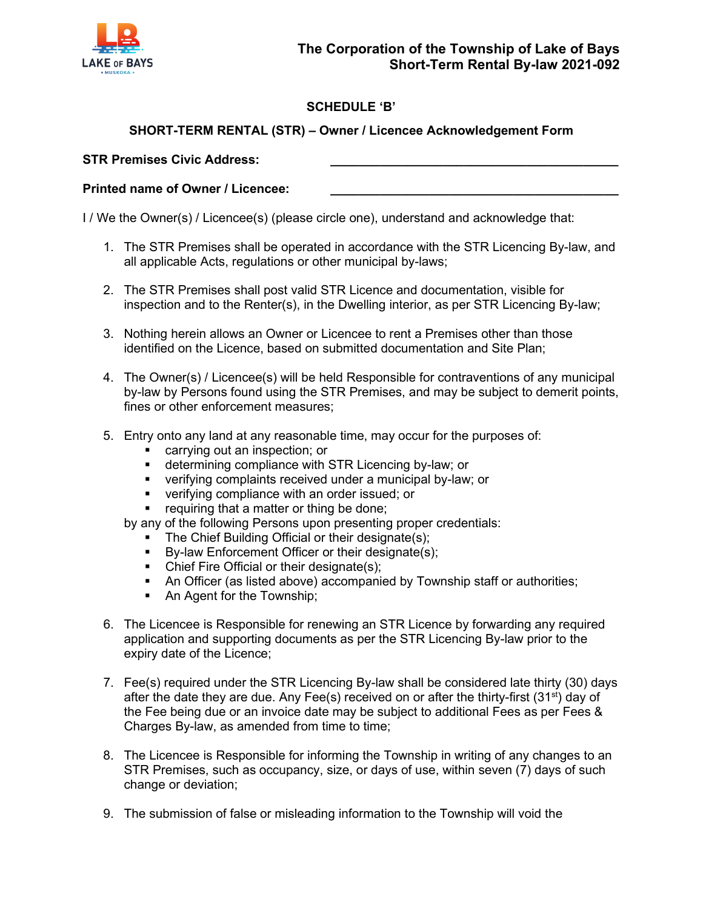# SCHEDULE 'B'

## SHORT-TERM RENTAL (STR) – Owner / Licencee Acknowledgement Form

**STR Premises Civic Address:** ________________________________________

**Printed name of Owner / Licencee:** ________________________________________

I / We the Owner(s) / Licencee(s) (please circle one), understand and acknowledge that:

1. The STR Premises shall be operated in accordance with the STR Licencing By-law, and all applicable Acts, regulations or other municipal by-laws;

2. The STR Premises shall post valid STR Licence and documentation, visible for inspection and to the Renter(s), in the Dwelling interior, as per STR Licencing By-law;

3. Nothing herein allows an Owner or Licencee to rent a Premises other than those identified on the Licence, based on submitted documentation and Site Plan;

4. The Owner(s) / Licencee(s) will be held Responsible for contraventions of any municipal by-law by Persons found using the STR Premises, and may be subject to demerit points, fines or other enforcement measures;

5. Entry onto any land at any reasonable time, may occur for the purposes of:
   - carrying out an inspection; or
   - determining compliance with STR Licencing by-law; or
   - verifying complaints received under a municipal by-law; or
   - verifying compliance with an order issued; or
   - requiring that a matter or thing be done;

   by any of the following Persons upon presenting proper credentials:
   - The Chief Building Official or their designate(s);
   - By-law Enforcement Officer or their designate(s);
   - Chief Fire Official or their designate(s);
   - An Officer (as listed above) accompanied by Township staff or authorities;
   - An Agent for the Township;

6. The Licencee is Responsible for renewing an STR Licence by forwarding any required application and supporting documents as per the STR Licencing By-law prior to the expiry date of the Licence;

7. Fee(s) required under the STR Licencing By-law shall be considered late thirty (30) days after the date they are due. Any Fee(s) received on or after the thirty-first (31st) day of the Fee being due or an invoice date may be subject to additional Fees as per Fees & Charges By-law, as amended from time to time;

8. The Licencee is Responsible for informing the Township in writing of any changes to an STR Premises, such as occupancy, size, or days of use, within seven (7) days of such change or deviation;

9. The submission of false or misleading information to the Township will void the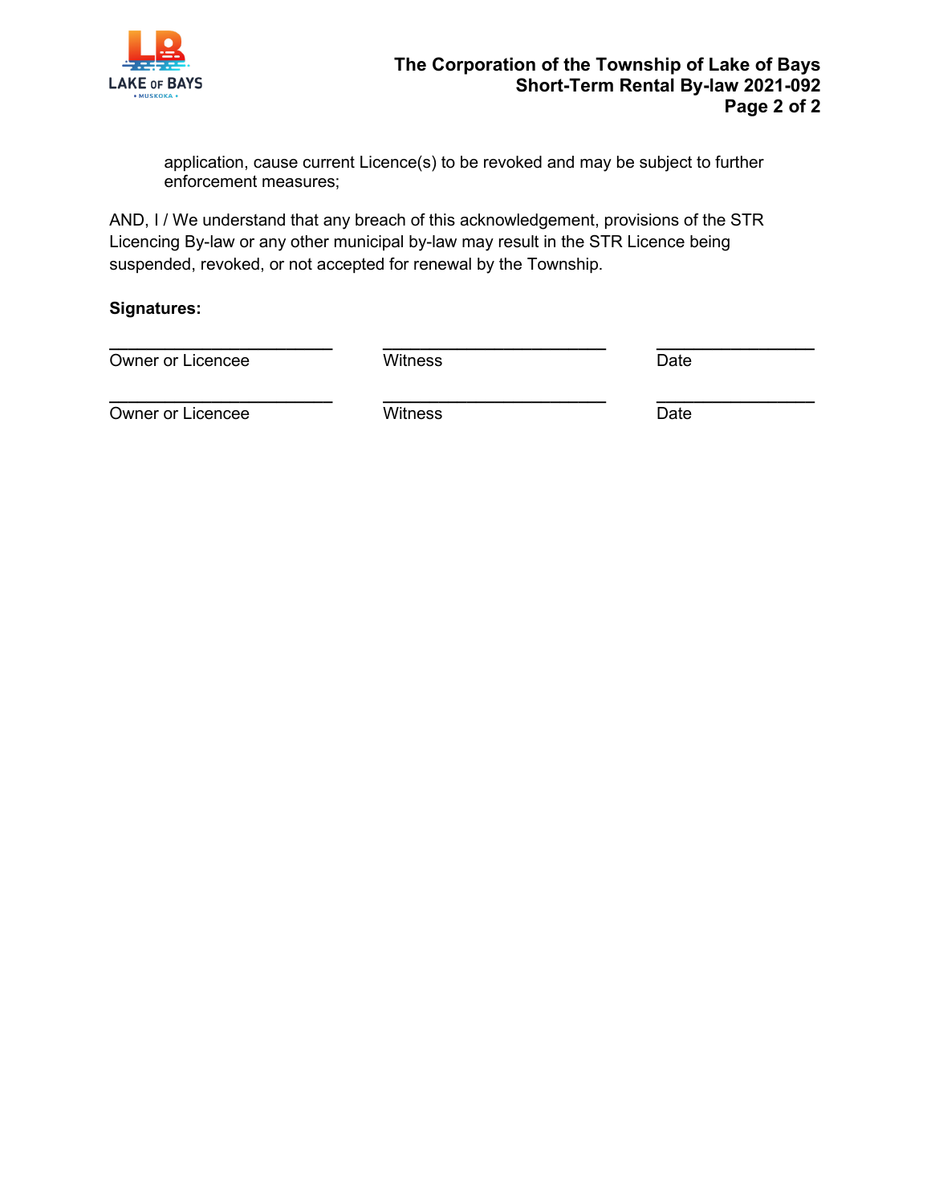application, cause current Licence(s) to be revoked and may be subject to further enforcement measures;

AND, I / We understand that any breach of this acknowledgement, provisions of the STR Licencing By-law or any other municipal by-law may result in the STR Licence being suspended, revoked, or not accepted for renewal by the Township.

**Signatures:**

| | | |
|---|---|---|
| ________________________ | ________________________ | _________________ |
| Owner or Licencee | Witness | Date |
| ________________________ | ________________________ | _________________ |
| Owner or Licencee | Witness | Date |